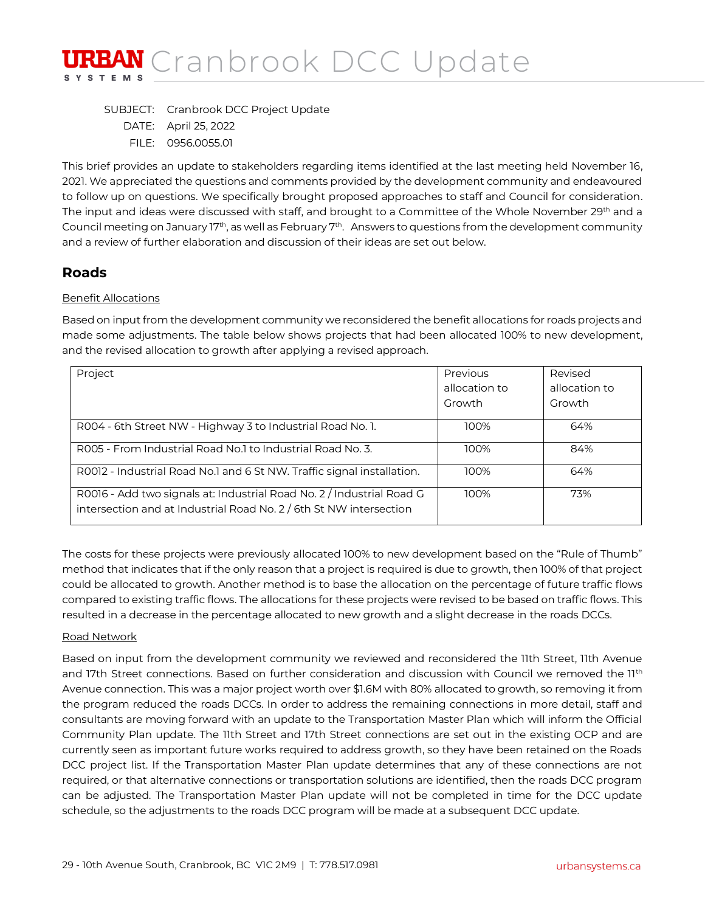# Cranbrook DCC Update

SUBJECT: Cranbrook DCC Project Update

DATE: April 25, 2022

FILE: 0956.0055.01

This brief provides an update to stakeholders regarding items identified at the last meeting held November 16, 2021. We appreciated the questions and comments provided by the development community and endeavoured to follow up on questions. We specifically brought proposed approaches to staff and Council for consideration. The input and ideas were discussed with staff, and brought to a Committee of the Whole November 29th and a Council meeting on January 17th, as well as February 7th. Answers to questions from the development community and a review of further elaboration and discussion of their ideas are set out below.

## Roads

Benefit Allocations

Based on input from the development community we reconsidered the benefit allocations for roads projects and made some adjustments. The table below shows projects that had been allocated 100% to new development, and the revised allocation to growth after applying a revised approach.

| Project | Previous allocation to Growth | Revised allocation to Growth |
|---|---|---|
| R004 - 6th Street NW - Highway 3 to Industrial Road No. 1. | 100% | 64% |
| R005 - From Industrial Road No.1 to Industrial Road No. 3. | 100% | 84% |
| R0012 - Industrial Road No.1 and 6 St NW. Traffic signal installation. | 100% | 64% |
| R0016 - Add two signals at: Industrial Road No. 2 / Industrial Road G intersection and at Industrial Road No. 2 / 6th St NW intersection | 100% | 73% |

The costs for these projects were previously allocated 100% to new development based on the "Rule of Thumb" method that indicates that if the only reason that a project is required is due to growth, then 100% of that project could be allocated to growth. Another method is to base the allocation on the percentage of future traffic flows compared to existing traffic flows. The allocations for these projects were revised to be based on traffic flows. This resulted in a decrease in the percentage allocated to new growth and a slight decrease in the roads DCCs.

Road Network

Based on input from the development community we reviewed and reconsidered the 11th Street, 11th Avenue and 17th Street connections. Based on further consideration and discussion with Council we removed the 11th Avenue connection. This was a major project worth over $1.6M with 80% allocated to growth, so removing it from the program reduced the roads DCCs. In order to address the remaining connections in more detail, staff and consultants are moving forward with an update to the Transportation Master Plan which will inform the Official Community Plan update. The 11th Street and 17th Street connections are set out in the existing OCP and are currently seen as important future works required to address growth, so they have been retained on the Roads DCC project list. If the Transportation Master Plan update determines that any of these connections are not required, or that alternative connections or transportation solutions are identified, then the roads DCC program can be adjusted. The Transportation Master Plan update will not be completed in time for the DCC update schedule, so the adjustments to the roads DCC program will be made at a subsequent DCC update.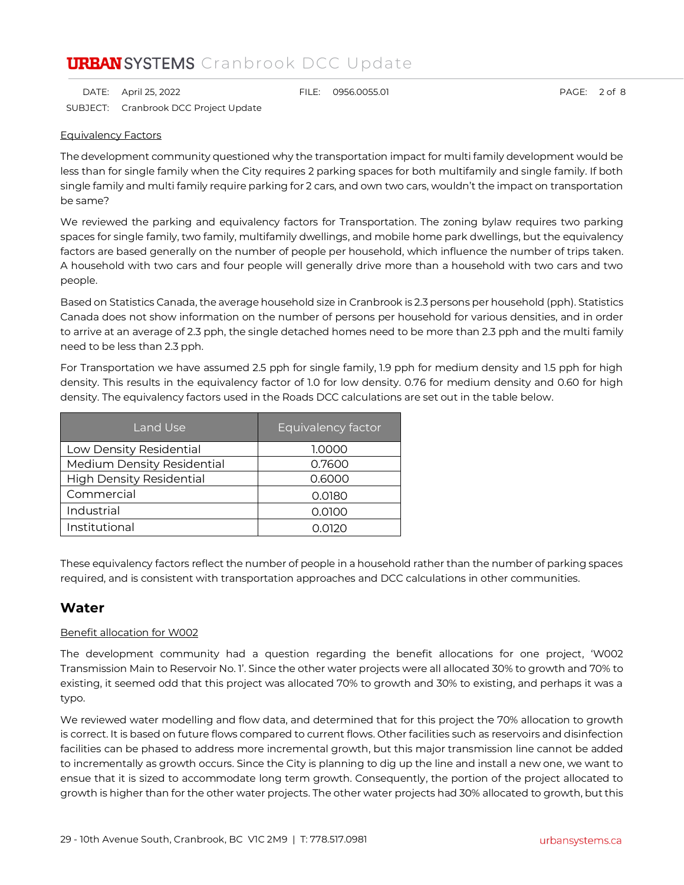Equivalency Factors

The development community questioned why the transportation impact for multi family development would be less than for single family when the City requires 2 parking spaces for both multifamily and single family. If both single family and multi family require parking for 2 cars, and own two cars, wouldn't the impact on transportation be same?

We reviewed the parking and equivalency factors for Transportation. The zoning bylaw requires two parking spaces for single family, two family, multifamily dwellings, and mobile home park dwellings, but the equivalency factors are based generally on the number of people per household, which influence the number of trips taken. A household with two cars and four people will generally drive more than a household with two cars and two people.

Based on Statistics Canada, the average household size in Cranbrook is 2.3 persons per household (pph). Statistics Canada does not show information on the number of persons per household for various densities, and in order to arrive at an average of 2.3 pph, the single detached homes need to be more than 2.3 pph and the multi family need to be less than 2.3 pph.

For Transportation we have assumed 2.5 pph for single family, 1.9 pph for medium density and 1.5 pph for high density. This results in the equivalency factor of 1.0 for low density. 0.76 for medium density and 0.60 for high density. The equivalency factors used in the Roads DCC calculations are set out in the table below.

| Land Use | Equivalency factor |
|---|---|
| Low Density Residential | 1.0000 |
| Medium Density Residential | 0.7600 |
| High Density Residential | 0.6000 |
| Commercial | 0.0180 |
| Industrial | 0.0100 |
| Institutional | 0.0120 |

These equivalency factors reflect the number of people in a household rather than the number of parking spaces required, and is consistent with transportation approaches and DCC calculations in other communities.

## Water

Benefit allocation for W002

The development community had a question regarding the benefit allocations for one project, 'W002 Transmission Main to Reservoir No. 1'. Since the other water projects were all allocated 30% to growth and 70% to existing, it seemed odd that this project was allocated 70% to growth and 30% to existing, and perhaps it was a typo.

We reviewed water modelling and flow data, and determined that for this project the 70% allocation to growth is correct. It is based on future flows compared to current flows. Other facilities such as reservoirs and disinfection facilities can be phased to address more incremental growth, but this major transmission line cannot be added to incrementally as growth occurs. Since the City is planning to dig up the line and install a new one, we want to ensue that it is sized to accommodate long term growth. Consequently, the portion of the project allocated to growth is higher than for the other water projects. The other water projects had 30% allocated to growth, but this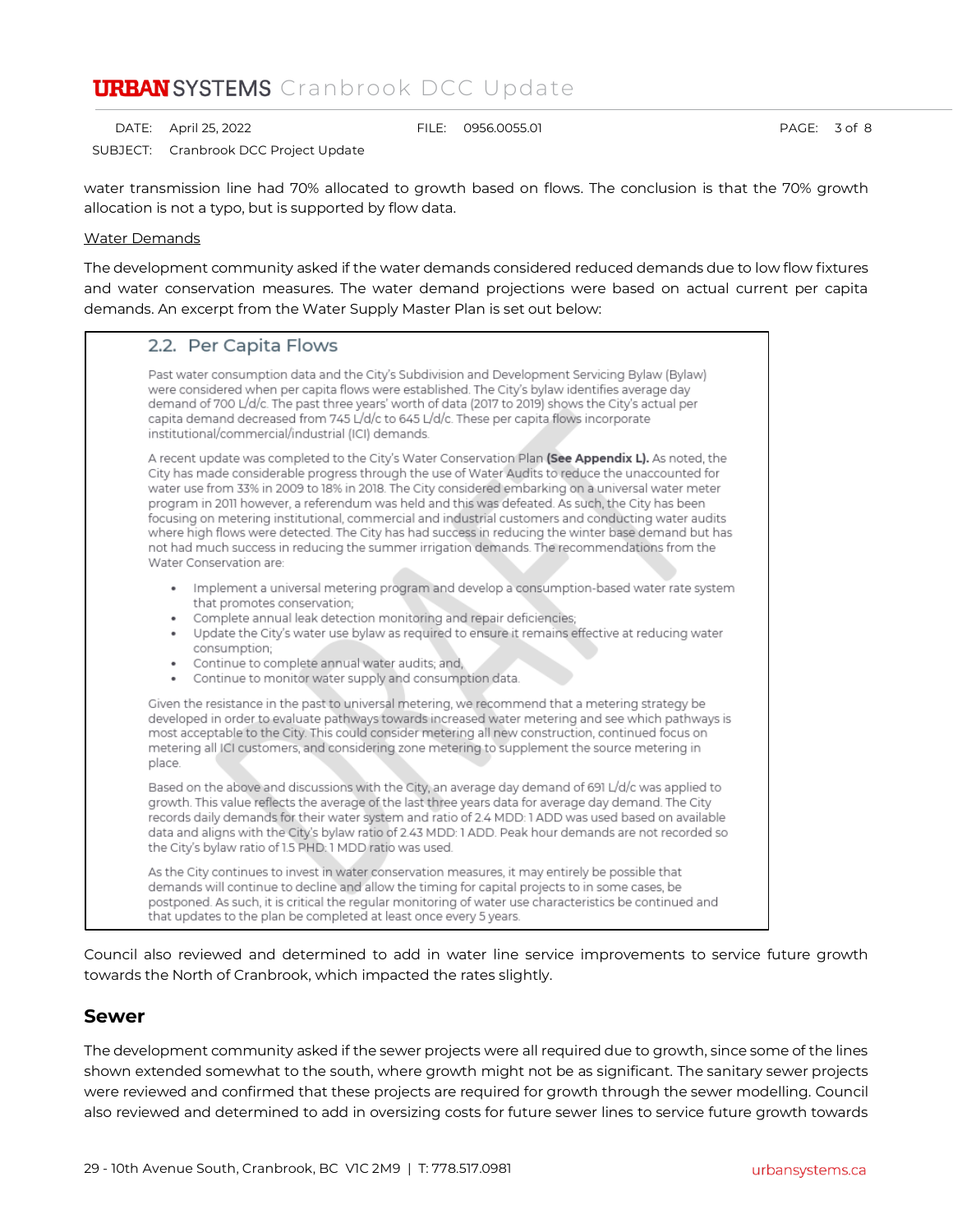water transmission line had 70% allocated to growth based on flows. The conclusion is that the 70% growth allocation is not a typo, but is supported by flow data.

Water Demands

The development community asked if the water demands considered reduced demands due to low flow fixtures and water conservation measures. The water demand projections were based on actual current per capita demands. An excerpt from the Water Supply Master Plan is set out below:

> ## 2.2. Per Capita Flows
>
> Past water consumption data and the City's Subdivision and Development Servicing Bylaw (Bylaw) were considered when per capita flows were established. The City's bylaw identifies average day demand of 700 L/d/c. The past three years' worth of data (2017 to 2019) shows the City's actual per capita demand decreased from 745 L/d/c to 645 L/d/c. These per capita flows incorporate institutional/commercial/industrial (ICI) demands.
>
> A recent update was completed to the City's Water Conservation Plan **(See Appendix L).** As noted, the City has made considerable progress through the use of Water Audits to reduce the unaccounted for water use from 33% in 2009 to 18% in 2018. The City considered embarking on a universal water meter program in 2011 however, a referendum was held and this was defeated. As such, the City has been focusing on metering institutional, commercial and industrial customers and conducting water audits where high flows were detected. The City has had success in reducing the winter base demand but has not had much success in reducing the summer irrigation demands. The recommendations from the Water Conservation are:
>
> - Implement a universal metering program and develop a consumption-based water rate system that promotes conservation;
> - Complete annual leak detection monitoring and repair deficiencies;
> - Update the City's water use bylaw as required to ensure it remains effective at reducing water consumption;
> - Continue to complete annual water audits; and,
> - Continue to monitor water supply and consumption data.
>
> Given the resistance in the past to universal metering, we recommend that a metering strategy be developed in order to evaluate pathways towards increased water metering and see which pathways is most acceptable to the City. This could consider metering all new construction, continued focus on metering all ICI customers, and considering zone metering to supplement the source metering in place.
>
> Based on the above and discussions with the City, an average day demand of 691 L/d/c was applied to growth. This value reflects the average of the last three years data for average day demand. The City records daily demands for their water system and ratio of 2.4 MDD: 1 ADD was used based on available data and aligns with the City's bylaw ratio of 2.43 MDD: 1 ADD. Peak hour demands are not recorded so the City's bylaw ratio of 1.5 PHD: 1 MDD ratio was used.
>
> As the City continues to invest in water conservation measures, it may entirely be possible that demands will continue to decline and allow the timing for capital projects to in some cases, be postponed. As such, it is critical the regular monitoring of water use characteristics be continued and that updates to the plan be completed at least once every 5 years.

Council also reviewed and determined to add in water line service improvements to service future growth towards the North of Cranbrook, which impacted the rates slightly.

## Sewer

The development community asked if the sewer projects were all required due to growth, since some of the lines shown extended somewhat to the south, where growth might not be as significant. The sanitary sewer projects were reviewed and confirmed that these projects are required for growth through the sewer modelling. Council also reviewed and determined to add in oversizing costs for future sewer lines to service future growth towards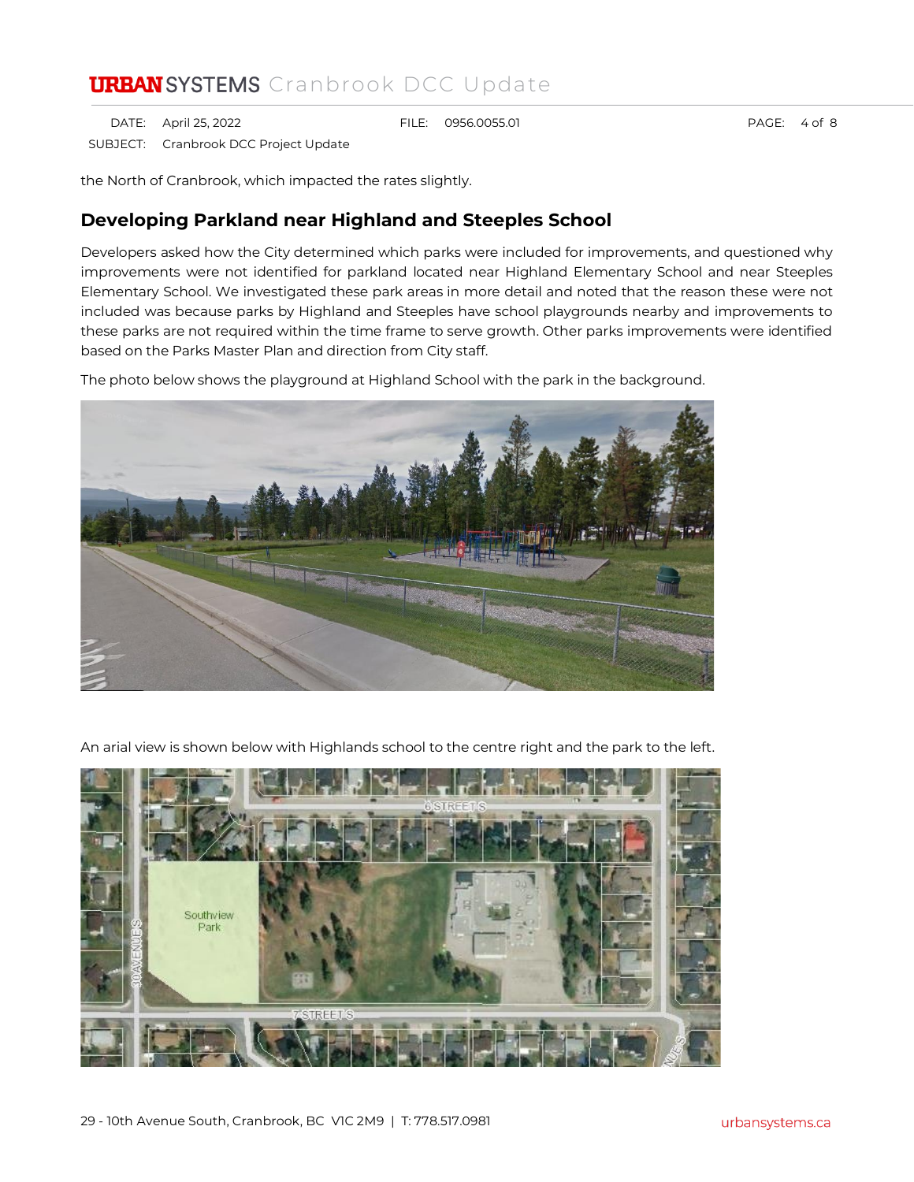the North of Cranbrook, which impacted the rates slightly.

## Developing Parkland near Highland and Steeples School

Developers asked how the City determined which parks were included for improvements, and questioned why improvements were not identified for parkland located near Highland Elementary School and near Steeples Elementary School. We investigated these park areas in more detail and noted that the reason these were not included was because parks by Highland and Steeples have school playgrounds nearby and improvements to these parks are not required within the time frame to serve growth. Other parks improvements were identified based on the Parks Master Plan and direction from City staff.

The photo below shows the playground at Highland School with the park in the background.

An arial view is shown below with Highlands school to the centre right and the park to the left.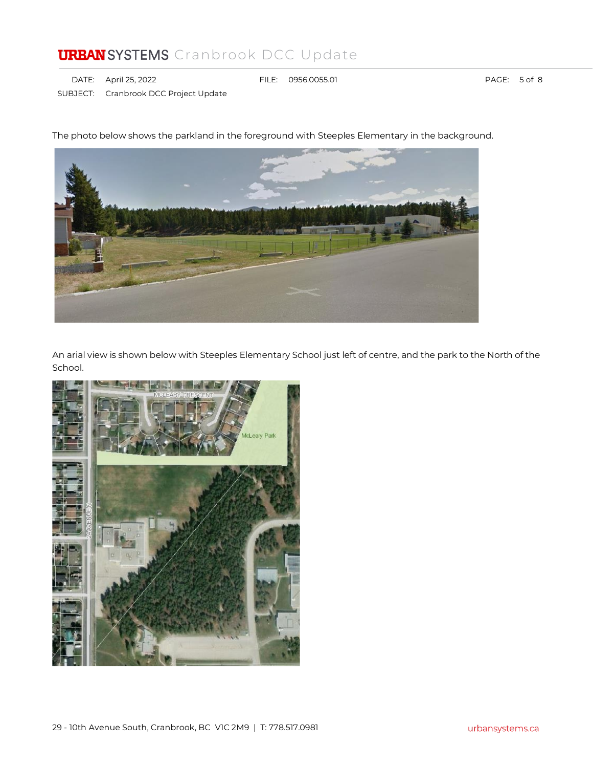The photo below shows the parkland in the foreground with Steeples Elementary in the background.

An arial view is shown below with Steeples Elementary School just left of centre, and the park to the North of the School.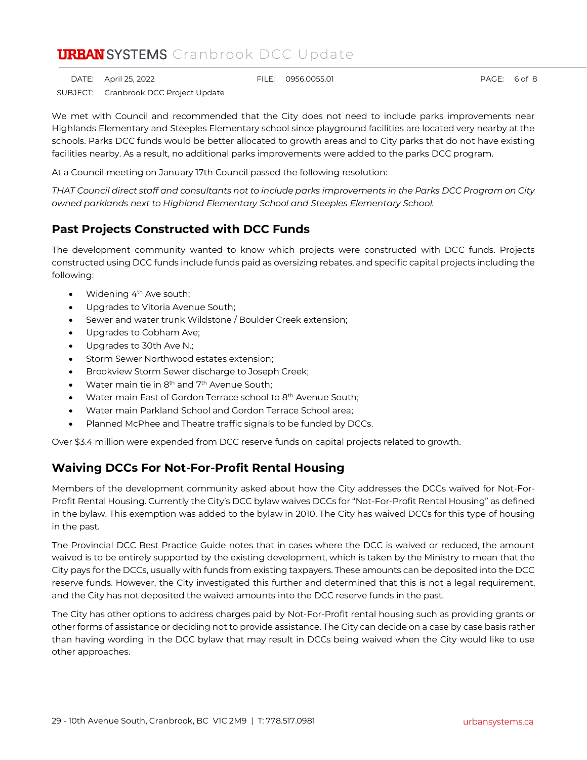We met with Council and recommended that the City does not need to include parks improvements near Highlands Elementary and Steeples Elementary school since playground facilities are located very nearby at the schools. Parks DCC funds would be better allocated to growth areas and to City parks that do not have existing facilities nearby. As a result, no additional parks improvements were added to the parks DCC program.

At a Council meeting on January 17th Council passed the following resolution:

*THAT Council direct staff and consultants not to include parks improvements in the Parks DCC Program on City owned parklands next to Highland Elementary School and Steeples Elementary School.*

## Past Projects Constructed with DCC Funds

The development community wanted to know which projects were constructed with DCC funds. Projects constructed using DCC funds include funds paid as oversizing rebates, and specific capital projects including the following:

- Widening 4th Ave south;
- Upgrades to Vitoria Avenue South;
- Sewer and water trunk Wildstone / Boulder Creek extension;
- Upgrades to Cobham Ave;
- Upgrades to 30th Ave N.;
- Storm Sewer Northwood estates extension;
- Brookview Storm Sewer discharge to Joseph Creek;
- Water main tie in 8th and 7th Avenue South;
- Water main East of Gordon Terrace school to 8th Avenue South;
- Water main Parkland School and Gordon Terrace School area;
- Planned McPhee and Theatre traffic signals to be funded by DCCs.

Over $3.4 million were expended from DCC reserve funds on capital projects related to growth.

## Waiving DCCs For Not-For-Profit Rental Housing

Members of the development community asked about how the City addresses the DCCs waived for Not-For-Profit Rental Housing. Currently the City's DCC bylaw waives DCCs for "Not-For-Profit Rental Housing" as defined in the bylaw. This exemption was added to the bylaw in 2010. The City has waived DCCs for this type of housing in the past.

The Provincial DCC Best Practice Guide notes that in cases where the DCC is waived or reduced, the amount waived is to be entirely supported by the existing development, which is taken by the Ministry to mean that the City pays for the DCCs, usually with funds from existing taxpayers. These amounts can be deposited into the DCC reserve funds. However, the City investigated this further and determined that this is not a legal requirement, and the City has not deposited the waived amounts into the DCC reserve funds in the past.

The City has other options to address charges paid by Not-For-Profit rental housing such as providing grants or other forms of assistance or deciding not to provide assistance. The City can decide on a case by case basis rather than having wording in the DCC bylaw that may result in DCCs being waived when the City would like to use other approaches.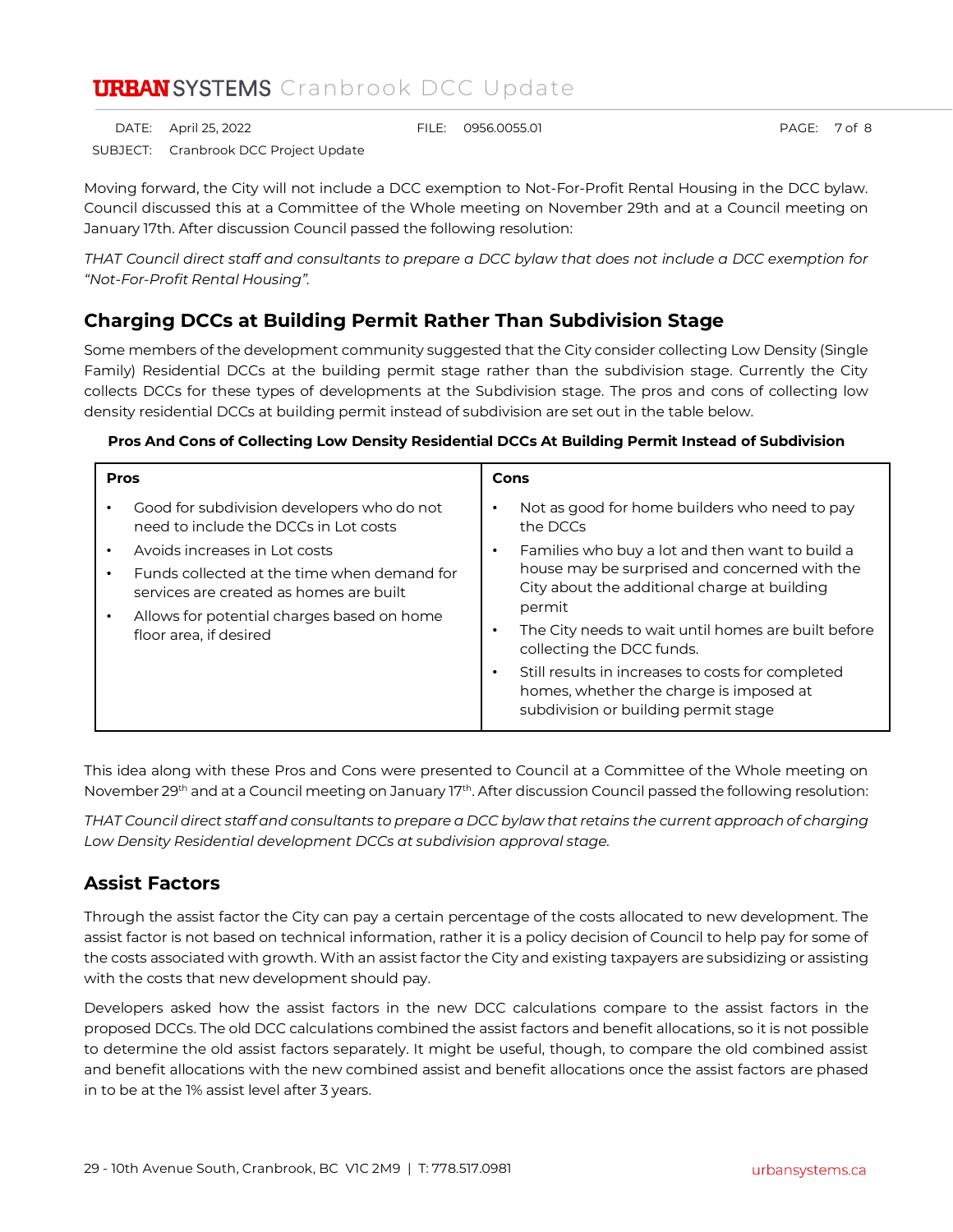Moving forward, the City will not include a DCC exemption to Not-For-Profit Rental Housing in the DCC bylaw. Council discussed this at a Committee of the Whole meeting on November 29th and at a Council meeting on January 17th. After discussion Council passed the following resolution:

*THAT Council direct staff and consultants to prepare a DCC bylaw that does not include a DCC exemption for "Not-For-Profit Rental Housing".*

## Charging DCCs at Building Permit Rather Than Subdivision Stage

Some members of the development community suggested that the City consider collecting Low Density (Single Family) Residential DCCs at the building permit stage rather than the subdivision stage. Currently the City collects DCCs for these types of developments at the Subdivision stage. The pros and cons of collecting low density residential DCCs at building permit instead of subdivision are set out in the table below.

**Pros And Cons of Collecting Low Density Residential DCCs At Building Permit Instead of Subdivision**

| Pros | Cons |
|---|---|
| • Good for subdivision developers who do not need to include the DCCs in Lot costs<br>• Avoids increases in Lot costs<br>• Funds collected at the time when demand for services are created as homes are built<br>• Allows for potential charges based on home floor area, if desired | • Not as good for home builders who need to pay the DCCs<br>• Families who buy a lot and then want to build a house may be surprised and concerned with the City about the additional charge at building permit<br>• The City needs to wait until homes are built before collecting the DCC funds.<br>• Still results in increases to costs for completed homes, whether the charge is imposed at subdivision or building permit stage |

This idea along with these Pros and Cons were presented to Council at a Committee of the Whole meeting on November 29th and at a Council meeting on January 17th. After discussion Council passed the following resolution:

*THAT Council direct staff and consultants to prepare a DCC bylaw that retains the current approach of charging Low Density Residential development DCCs at subdivision approval stage.*

## Assist Factors

Through the assist factor the City can pay a certain percentage of the costs allocated to new development. The assist factor is not based on technical information, rather it is a policy decision of Council to help pay for some of the costs associated with growth. With an assist factor the City and existing taxpayers are subsidizing or assisting with the costs that new development should pay.

Developers asked how the assist factors in the new DCC calculations compare to the assist factors in the proposed DCCs. The old DCC calculations combined the assist factors and benefit allocations, so it is not possible to determine the old assist factors separately. It might be useful, though, to compare the old combined assist and benefit allocations with the new combined assist and benefit allocations once the assist factors are phased in to be at the 1% assist level after 3 years.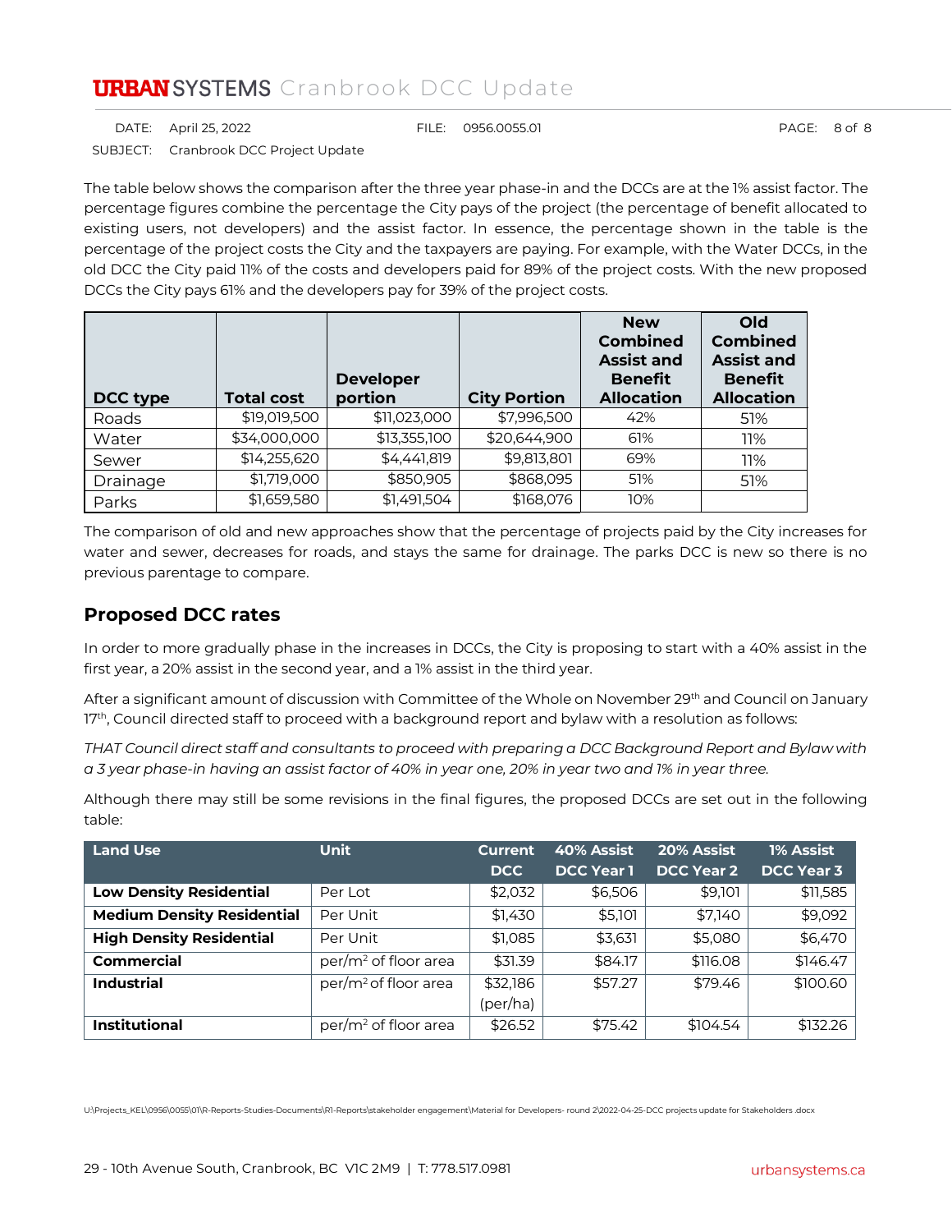The table below shows the comparison after the three year phase-in and the DCCs are at the 1% assist factor. The percentage figures combine the percentage the City pays of the project (the percentage of benefit allocated to existing users, not developers) and the assist factor. In essence, the percentage shown in the table is the percentage of the project costs the City and the taxpayers are paying. For example, with the Water DCCs, in the old DCC the City paid 11% of the costs and developers paid for 89% of the project costs. With the new proposed DCCs the City pays 61% and the developers pay for 39% of the project costs.

| DCC type | Total cost | Developer portion | City Portion | New Combined Assist and Benefit Allocation | Old Combined Assist and Benefit Allocation |
|---|---|---|---|---|---|
| Roads | $19,019,500 | $11,023,000 | $7,996,500 | 42% | 51% |
| Water | $34,000,000 | $13,355,100 | $20,644,900 | 61% | 11% |
| Sewer | $14,255,620 | $4,441,819 | $9,813,801 | 69% | 11% |
| Drainage | $1,719,000 | $850,905 | $868,095 | 51% | 51% |
| Parks | $1,659,580 | $1,491,504 | $168,076 | 10% | |

The comparison of old and new approaches show that the percentage of projects paid by the City increases for water and sewer, decreases for roads, and stays the same for drainage. The parks DCC is new so there is no previous parentage to compare.

## Proposed DCC rates

In order to more gradually phase in the increases in DCCs, the City is proposing to start with a 40% assist in the first year, a 20% assist in the second year, and a 1% assist in the third year.

After a significant amount of discussion with Committee of the Whole on November 29th and Council on January 17th, Council directed staff to proceed with a background report and bylaw with a resolution as follows:

*THAT Council direct staff and consultants to proceed with preparing a DCC Background Report and Bylaw with a 3 year phase-in having an assist factor of 40% in year one, 20% in year two and 1% in year three.*

Although there may still be some revisions in the final figures, the proposed DCCs are set out in the following table:

| Land Use | Unit | Current DCC | 40% Assist DCC Year 1 | 20% Assist DCC Year 2 | 1% Assist DCC Year 3 |
|---|---|---|---|---|---|
| **Low Density Residential** | Per Lot | $2,032 | $6,506 | $9,101 | $11,585 |
| **Medium Density Residential** | Per Unit | $1,430 | $5,101 | $7,140 | $9,092 |
| **High Density Residential** | Per Unit | $1,085 | $3,631 | $5,080 | $6,470 |
| **Commercial** | per/m² of floor area | $31.39 | $84.17 | $116.08 | $146.47 |
| **Industrial** | per/m² of floor area | $32,186 (per/ha) | $57.27 | $79.46 | $100.60 |
| **Institutional** | per/m² of floor area | $26.52 | $75.42 | $104.54 | $132.26 |